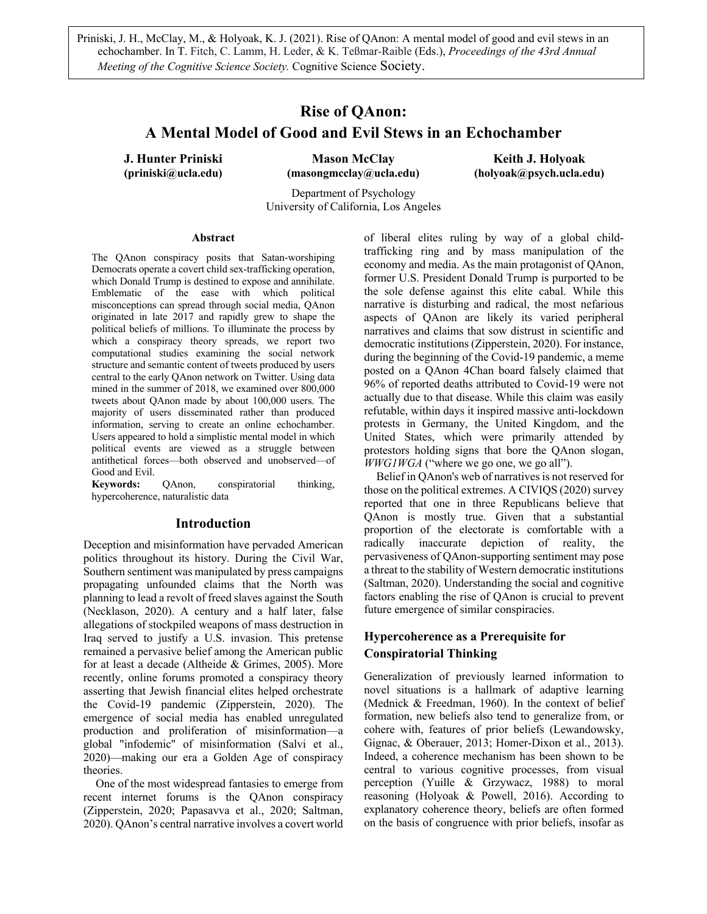Priniski, J. H., McClay, M., & Holyoak, K. J. (2021). Rise of QAnon: A mental model of good and evil stews in an echochamber. In T. Fitch, C. Lamm, H. Leder, & K. Teßmar-Raible (Eds.), *Proceedings of the 43rd Annual Meeting of the Cognitive Science Society.* Cognitive Science Society.

# Rise of QAnon: A Mental Model of Good and Evil Stews in an Echochamber

**J. Hunter Priniski** (priniski@ucla.edu)

**Mason McClay** (masongmcclay@ucla.edu)

**Keith J. Holyoak** (holyoak@psych.ucla.edu)

Department of Psychology
University of California, Los Angeles

### Abstract

The QAnon conspiracy posits that Satan-worshiping Democrats operate a covert child sex-trafficking operation, which Donald Trump is destined to expose and annihilate. Emblematic of the ease with which political misconceptions can spread through social media, QAnon originated in late 2017 and rapidly grew to shape the political beliefs of millions. To illuminate the process by which a conspiracy theory spreads, we report two computational studies examining the social network structure and semantic content of tweets produced by users central to the early QAnon network on Twitter. Using data mined in the summer of 2018, we examined over 800,000 tweets about QAnon made by about 100,000 users. The majority of users disseminated rather than produced information, serving to create an online echochamber. Users appeared to hold a simplistic mental model in which political events are viewed as a struggle between antithetical forces—both observed and unobserved—of Good and Evil.

**Keywords:** QAnon, conspiratorial thinking, hypercoherence, naturalistic data

## Introduction

Deception and misinformation have pervaded American politics throughout its history. During the Civil War, Southern sentiment was manipulated by press campaigns propagating unfounded claims that the North was planning to lead a revolt of freed slaves against the South (Necklason, 2020). A century and a half later, false allegations of stockpiled weapons of mass destruction in Iraq served to justify a U.S. invasion. This pretense remained a pervasive belief among the American public for at least a decade (Altheide & Grimes, 2005). More recently, online forums promoted a conspiracy theory asserting that Jewish financial elites helped orchestrate the Covid-19 pandemic (Zipperstein, 2020). The emergence of social media has enabled unregulated production and proliferation of misinformation—a global "infodemic" of misinformation (Salvi et al., 2020)—making our era a Golden Age of conspiracy theories.

One of the most widespread fantasies to emerge from recent internet forums is the QAnon conspiracy (Zipperstein, 2020; Papasavva et al., 2020; Saltman, 2020). QAnon's central narrative involves a covert world of liberal elites ruling by way of a global child-trafficking ring and by mass manipulation of the economy and media. As the main protagonist of QAnon, former U.S. President Donald Trump is purported to be the sole defense against this elite cabal. While this narrative is disturbing and radical, the most nefarious aspects of QAnon are likely its varied peripheral narratives and claims that sow distrust in scientific and democratic institutions (Zipperstein, 2020). For instance, during the beginning of the Covid-19 pandemic, a meme posted on a QAnon 4Chan board falsely claimed that 96% of reported deaths attributed to Covid-19 were not actually due to that disease. While this claim was easily refutable, within days it inspired massive anti-lockdown protests in Germany, the United Kingdom, and the United States, which were primarily attended by protestors holding signs that bore the QAnon slogan, *WWG1WGA* ("where we go one, we go all").

Belief in QAnon's web of narratives is not reserved for those on the political extremes. A CIVIQS (2020) survey reported that one in three Republicans believe that QAnon is mostly true. Given that a substantial proportion of the electorate is comfortable with a radically inaccurate depiction of reality, the pervasiveness of QAnon-supporting sentiment may pose a threat to the stability of Western democratic institutions (Saltman, 2020). Understanding the social and cognitive factors enabling the rise of QAnon is crucial to prevent future emergence of similar conspiracies.

### Hypercoherence as a Prerequisite for Conspiratorial Thinking

Generalization of previously learned information to novel situations is a hallmark of adaptive learning (Mednick & Freedman, 1960). In the context of belief formation, new beliefs also tend to generalize from, or cohere with, features of prior beliefs (Lewandowsky, Gignac, & Oberauer, 2013; Homer-Dixon et al., 2013). Indeed, a coherence mechanism has been shown to be central to various cognitive processes, from visual perception (Yuille & Grzywacz, 1988) to moral reasoning (Holyoak & Powell, 2016). According to explanatory coherence theory, beliefs are often formed on the basis of congruence with prior beliefs, insofar as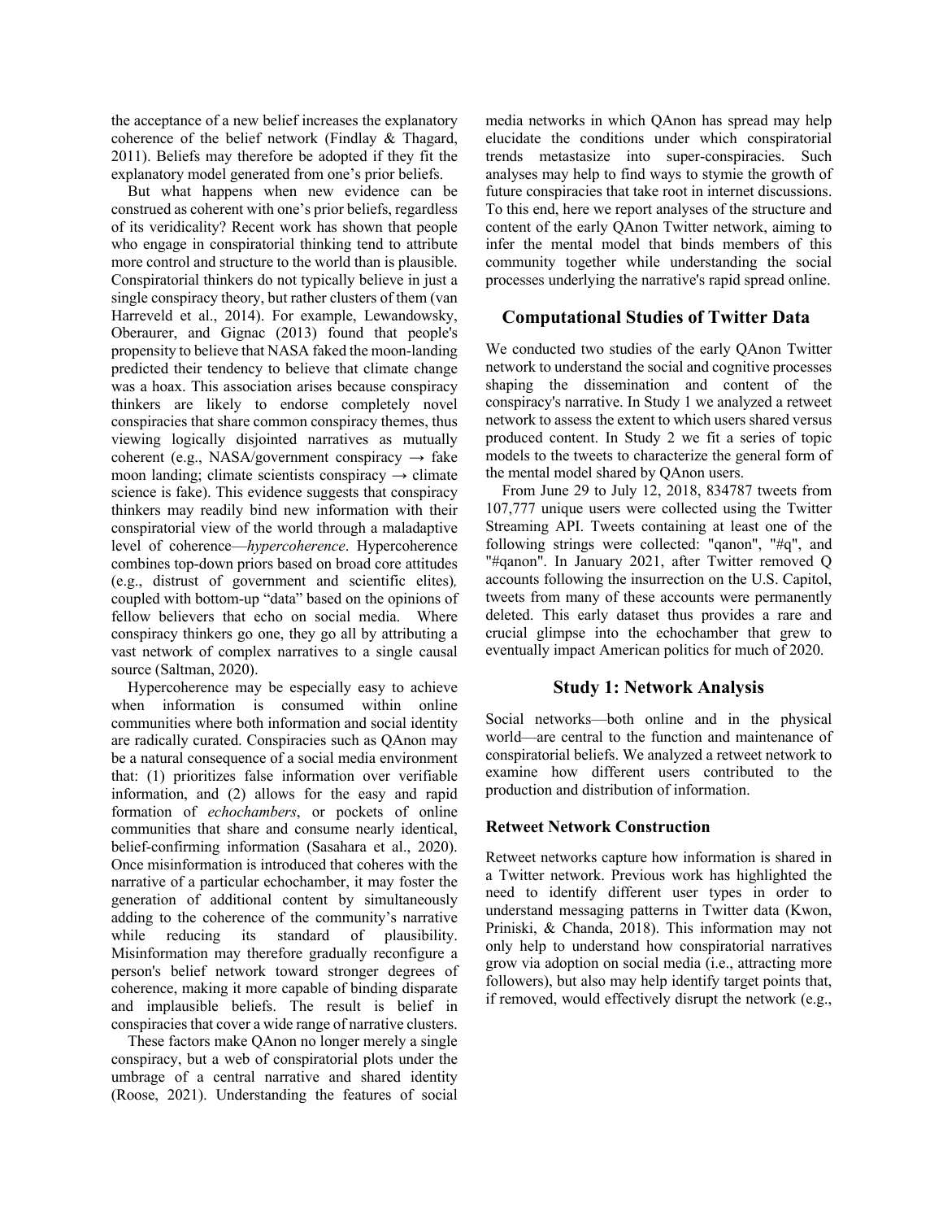the acceptance of a new belief increases the explanatory coherence of the belief network (Findlay & Thagard, 2011). Beliefs may therefore be adopted if they fit the explanatory model generated from one's prior beliefs.

But what happens when new evidence can be construed as coherent with one's prior beliefs, regardless of its veridicality? Recent work has shown that people who engage in conspiratorial thinking tend to attribute more control and structure to the world than is plausible. Conspiratorial thinkers do not typically believe in just a single conspiracy theory, but rather clusters of them (van Harreveld et al., 2014). For example, Lewandowsky, Oberaurer, and Gignac (2013) found that people's propensity to believe that NASA faked the moon-landing predicted their tendency to believe that climate change was a hoax. This association arises because conspiracy thinkers are likely to endorse completely novel conspiracies that share common conspiracy themes, thus viewing logically disjointed narratives as mutually coherent (e.g., NASA/government conspiracy → fake moon landing; climate scientists conspiracy → climate science is fake). This evidence suggests that conspiracy thinkers may readily bind new information with their conspiratorial view of the world through a maladaptive level of coherence—*hypercoherence*. Hypercoherence combines top-down priors based on broad core attitudes (e.g., distrust of government and scientific elites), coupled with bottom-up "data" based on the opinions of fellow believers that echo on social media. Where conspiracy thinkers go one, they go all by attributing a vast network of complex narratives to a single causal source (Saltman, 2020).

Hypercoherence may be especially easy to achieve when information is consumed within online communities where both information and social identity are radically curated. Conspiracies such as QAnon may be a natural consequence of a social media environment that: (1) prioritizes false information over verifiable information, and (2) allows for the easy and rapid formation of *echochambers*, or pockets of online communities that share and consume nearly identical, belief-confirming information (Sasahara et al., 2020). Once misinformation is introduced that coheres with the narrative of a particular echochamber, it may foster the generation of additional content by simultaneously adding to the coherence of the community's narrative while reducing its standard of plausibility. Misinformation may therefore gradually reconfigure a person's belief network toward stronger degrees of coherence, making it more capable of binding disparate and implausible beliefs. The result is belief in conspiracies that cover a wide range of narrative clusters.

These factors make QAnon no longer merely a single conspiracy, but a web of conspiratorial plots under the umbrage of a central narrative and shared identity (Roose, 2021). Understanding the features of social media networks in which QAnon has spread may help elucidate the conditions under which conspiratorial trends metastasize into super-conspiracies. Such analyses may help to find ways to stymie the growth of future conspiracies that take root in internet discussions. To this end, here we report analyses of the structure and content of the early QAnon Twitter network, aiming to infer the mental model that binds members of this community together while understanding the social processes underlying the narrative's rapid spread online.

## Computational Studies of Twitter Data

We conducted two studies of the early QAnon Twitter network to understand the social and cognitive processes shaping the dissemination and content of the conspiracy's narrative. In Study 1 we analyzed a retweet network to assess the extent to which users shared versus produced content. In Study 2 we fit a series of topic models to the tweets to characterize the general form of the mental model shared by QAnon users.

From June 29 to July 12, 2018, 834787 tweets from 107,777 unique users were collected using the Twitter Streaming API. Tweets containing at least one of the following strings were collected: "qanon", "#q", and "#qanon". In January 2021, after Twitter removed Q accounts following the insurrection on the U.S. Capitol, tweets from many of these accounts were permanently deleted. This early dataset thus provides a rare and crucial glimpse into the echochamber that grew to eventually impact American politics for much of 2020.

## Study 1: Network Analysis

Social networks—both online and in the physical world—are central to the function and maintenance of conspiratorial beliefs. We analyzed a retweet network to examine how different users contributed to the production and distribution of information.

### Retweet Network Construction

Retweet networks capture how information is shared in a Twitter network. Previous work has highlighted the need to identify different user types in order to understand messaging patterns in Twitter data (Kwon, Priniski, & Chanda, 2018). This information may not only help to understand how conspiratorial narratives grow via adoption on social media (i.e., attracting more followers), but also may help identify target points that, if removed, would effectively disrupt the network (e.g.,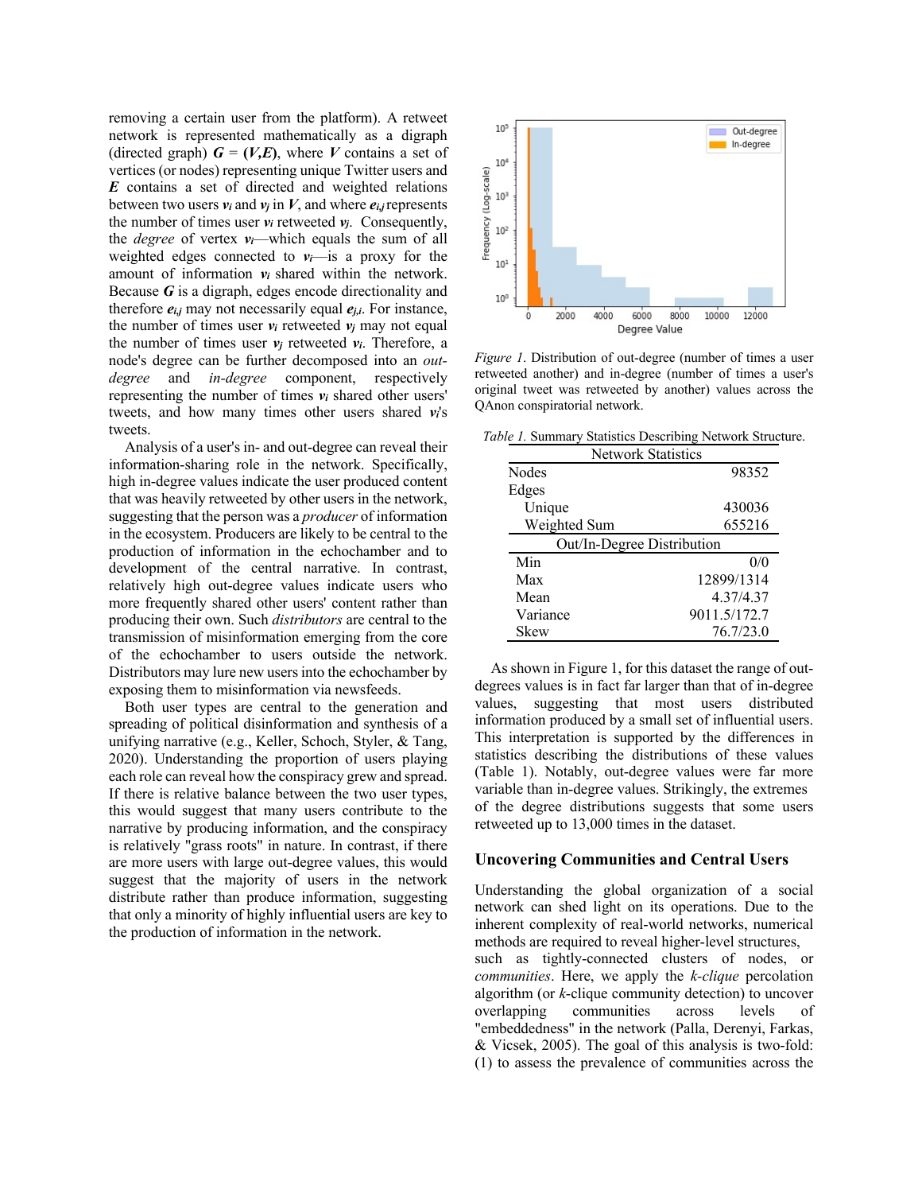removing a certain user from the platform). A retweet network is represented mathematically as a digraph (directed graph) $\boldsymbol{G} = (\boldsymbol{V},\boldsymbol{E})$, where $\boldsymbol{V}$ contains a set of vertices (or nodes) representing unique Twitter users and $\boldsymbol{E}$ contains a set of directed and weighted relations between two users $\boldsymbol{v_i}$ and $\boldsymbol{v_j}$ in $\boldsymbol{V}$, and where $\boldsymbol{e_{i,j}}$ represents the number of times user $\boldsymbol{v_i}$ retweeted $\boldsymbol{v_j}$. Consequently, the *degree* of vertex $\boldsymbol{v_i}$—which equals the sum of all weighted edges connected to $\boldsymbol{v_i}$—is a proxy for the amount of information $\boldsymbol{v_i}$ shared within the network. Because $\boldsymbol{G}$ is a digraph, edges encode directionality and therefore $\boldsymbol{e_{i,j}}$ may not necessarily equal $\boldsymbol{e_{j,i}}$. For instance, the number of times user $\boldsymbol{v_i}$ retweeted $\boldsymbol{v_j}$ may not equal the number of times user $\boldsymbol{v_j}$ retweeted $\boldsymbol{v_i}$. Therefore, a node's degree can be further decomposed into an *out-degree* and *in-degree* component, respectively representing the number of times $\boldsymbol{v_i}$ shared other users' tweets, and how many times other users shared $\boldsymbol{v_i}$'s tweets.

Analysis of a user's in- and out-degree can reveal their information-sharing role in the network. Specifically, high in-degree values indicate the user produced content that was heavily retweeted by other users in the network, suggesting that the person was a *producer* of information in the ecosystem. Producers are likely to be central to the production of information in the echochamber and to development of the central narrative. In contrast, relatively high out-degree values indicate users who more frequently shared other users' content rather than producing their own. Such *distributors* are central to the transmission of misinformation emerging from the core of the echochamber to users outside the network. Distributors may lure new users into the echochamber by exposing them to misinformation via newsfeeds.

Both user types are central to the generation and spreading of political disinformation and synthesis of a unifying narrative (e.g., Keller, Schoch, Styler, & Tang, 2020). Understanding the proportion of users playing each role can reveal how the conspiracy grew and spread. If there is relative balance between the two user types, this would suggest that many users contribute to the narrative by producing information, and the conspiracy is relatively "grass roots" in nature. In contrast, if there are more users with large out-degree values, this would suggest that the majority of users in the network distribute rather than produce information, suggesting that only a minority of highly influential users are key to the production of information in the network.

*Figure 1.* Distribution of out-degree (number of times a user retweeted another) and in-degree (number of times a user's original tweet was retweeted by another) values across the QAnon conspiratorial network.

*Table 1.* Summary Statistics Describing Network Structure.

| Network Statistics | |
|---|---|
| Nodes | 98352 |
| Edges | |
| Unique | 430036 |
| Weighted Sum | 655216 |
| **Out/In-Degree Distribution** | |
| Min | 0/0 |
| Max | 12899/1314 |
| Mean | 4.37/4.37 |
| Variance | 9011.5/172.7 |
| Skew | 76.7/23.0 |

As shown in Figure 1, for this dataset the range of out-degrees values is in fact far larger than that of in-degree values, suggesting that most users distributed information produced by a small set of influential users. This interpretation is supported by the differences in statistics describing the distributions of these values (Table 1). Notably, out-degree values were far more variable than in-degree values. Strikingly, the extremes of the degree distributions suggests that some users retweeted up to 13,000 times in the dataset.

## Uncovering Communities and Central Users

Understanding the global organization of a social network can shed light on its operations. Due to the inherent complexity of real-world networks, numerical methods are required to reveal higher-level structures, such as tightly-connected clusters of nodes, or *communities*. Here, we apply the *k-clique* percolation algorithm (or *k*-clique community detection) to uncover overlapping communities across levels of "embeddedness" in the network (Palla, Derenyi, Farkas, & Vicsek, 2005). The goal of this analysis is two-fold: (1) to assess the prevalence of communities across the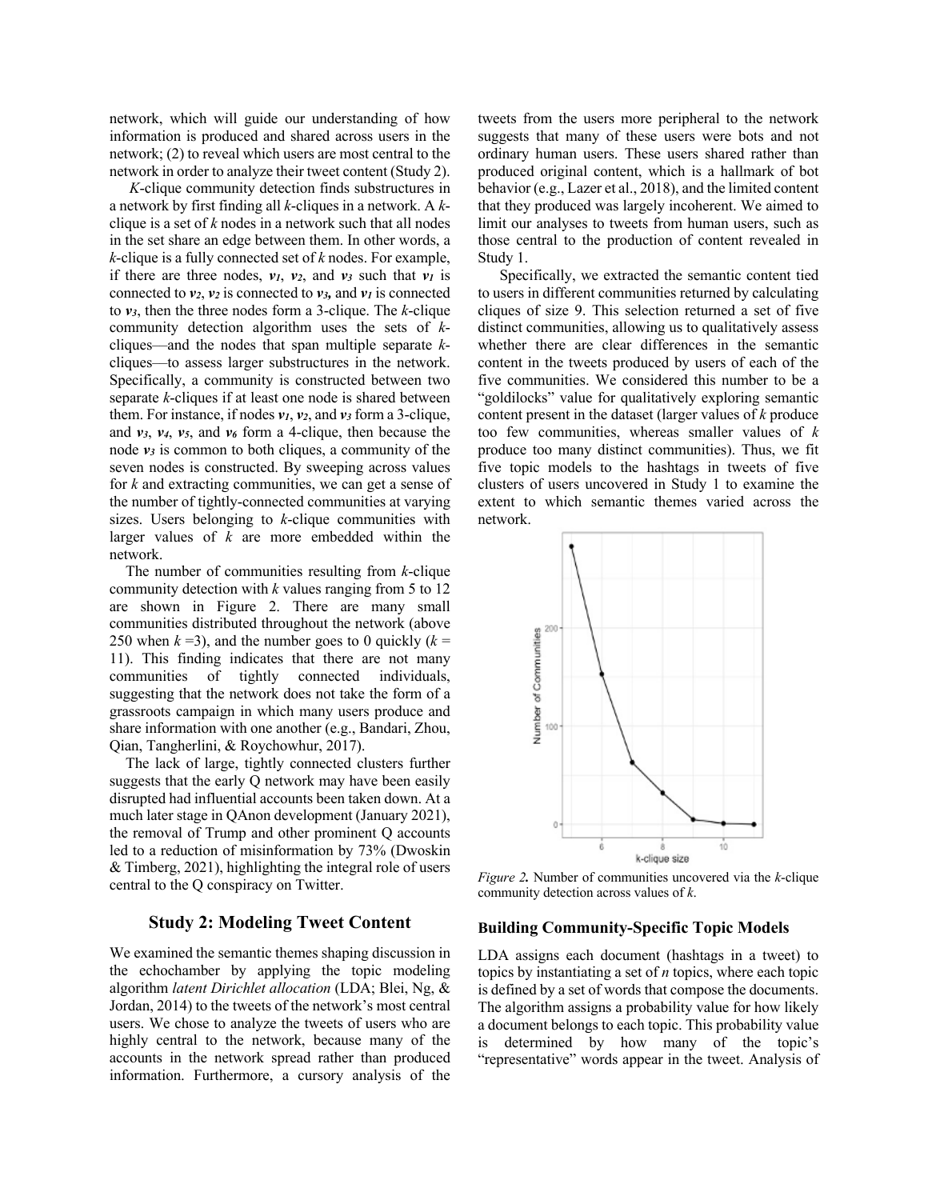network, which will guide our understanding of how information is produced and shared across users in the network; (2) to reveal which users are most central to the network in order to analyze their tweet content (Study 2).

*K*-clique community detection finds substructures in a network by first finding all *k*-cliques in a network. A *k*-clique is a set of *k* nodes in a network such that all nodes in the set share an edge between them. In other words, a *k*-clique is a fully connected set of *k* nodes. For example, if there are three nodes, $v_1$, $v_2$, and $v_3$ such that $v_1$ is connected to $v_2$, $v_2$ is connected to $v_3$, and $v_1$ is connected to $v_3$, then the three nodes form a 3-clique. The *k*-clique community detection algorithm uses the sets of *k*-cliques—and the nodes that span multiple separate *k*-cliques—to assess larger substructures in the network. Specifically, a community is constructed between two separate *k*-cliques if at least one node is shared between them. For instance, if nodes $v_1$, $v_2$, and $v_3$ form a 3-clique, and $v_3$, $v_4$, $v_5$, and $v_6$ form a 4-clique, then because the node $v_3$ is common to both cliques, a community of the seven nodes is constructed. By sweeping across values for *k* and extracting communities, we can get a sense of the number of tightly-connected communities at varying sizes. Users belonging to *k*-clique communities with larger values of *k* are more embedded within the network.

The number of communities resulting from *k*-clique community detection with *k* values ranging from 5 to 12 are shown in Figure 2. There are many small communities distributed throughout the network (above 250 when $k$ =3), and the number goes to 0 quickly ($k$ = 11). This finding indicates that there are not many communities of tightly connected individuals, suggesting that the network does not take the form of a grassroots campaign in which many users produce and share information with one another (e.g., Bandari, Zhou, Qian, Tangherlini, & Roychowhur, 2017).

The lack of large, tightly connected clusters further suggests that the early Q network may have been easily disrupted had influential accounts been taken down. At a much later stage in QAnon development (January 2021), the removal of Trump and other prominent Q accounts led to a reduction of misinformation by 73% (Dwoskin & Timberg, 2021), highlighting the integral role of users central to the Q conspiracy on Twitter.

## Study 2: Modeling Tweet Content

We examined the semantic themes shaping discussion in the echochamber by applying the topic modeling algorithm *latent Dirichlet allocation* (LDA; Blei, Ng, & Jordan, 2014) to the tweets of the network's most central users. We chose to analyze the tweets of users who are highly central to the network, because many of the accounts in the network spread rather than produced information. Furthermore, a cursory analysis of the tweets from the users more peripheral to the network suggests that many of these users were bots and not ordinary human users. These users shared rather than produced original content, which is a hallmark of bot behavior (e.g., Lazer et al., 2018), and the limited content that they produced was largely incoherent. We aimed to limit our analyses to tweets from human users, such as those central to the production of content revealed in Study 1.

Specifically, we extracted the semantic content tied to users in different communities returned by calculating cliques of size 9. This selection returned a set of five distinct communities, allowing us to qualitatively assess whether there are clear differences in the semantic content in the tweets produced by users of each of the five communities. We considered this number to be a "goldilocks" value for qualitatively exploring semantic content present in the dataset (larger values of *k* produce too few communities, whereas smaller values of *k* produce too many distinct communities). Thus, we fit five topic models to the hashtags in tweets of five clusters of users uncovered in Study 1 to examine the extent to which semantic themes varied across the network.

*Figure 2.* Number of communities uncovered via the *k*-clique community detection across values of *k*.

### Building Community-Specific Topic Models

LDA assigns each document (hashtags in a tweet) to topics by instantiating a set of *n* topics, where each topic is defined by a set of words that compose the documents. The algorithm assigns a probability value for how likely a document belongs to each topic. This probability value is determined by how many of the topic's "representative" words appear in the tweet. Analysis of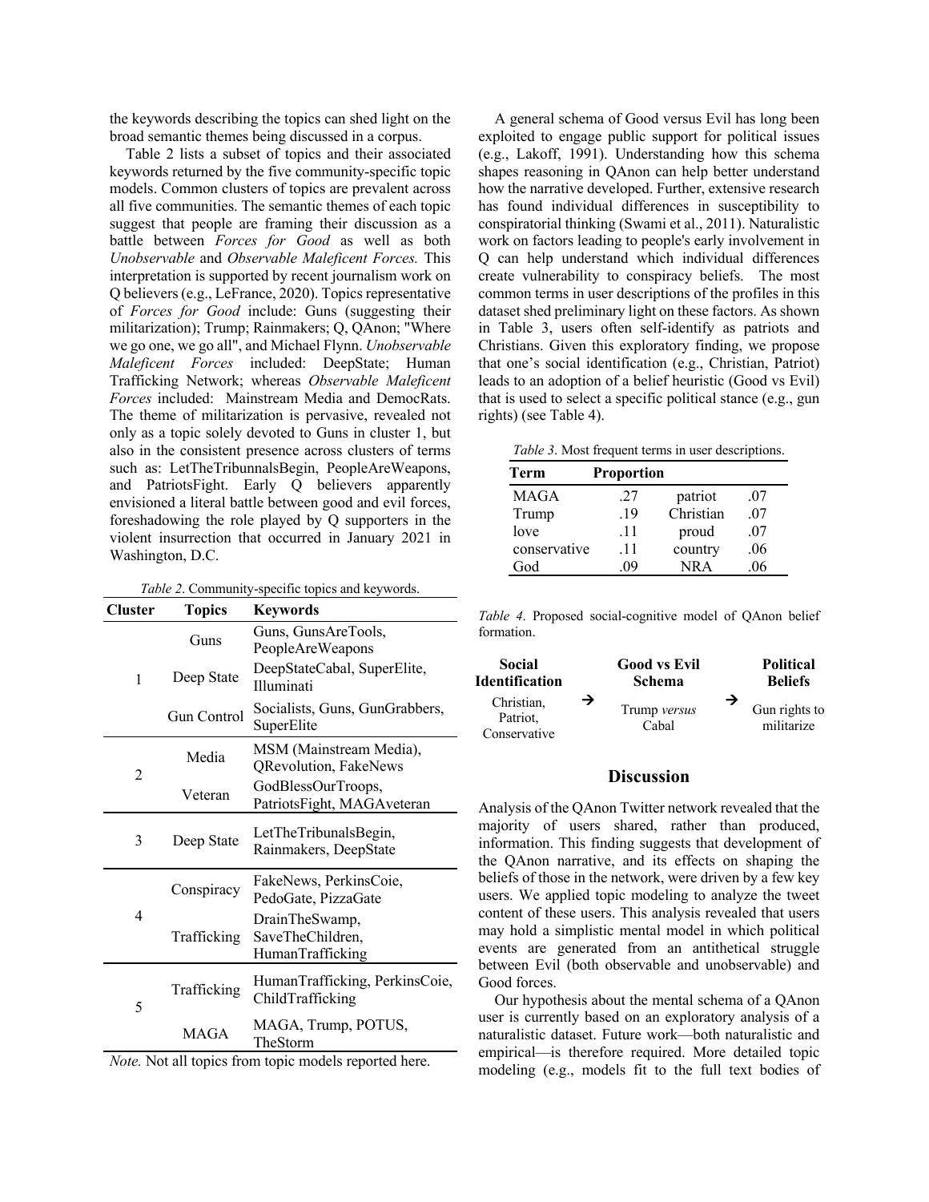the keywords describing the topics can shed light on the broad semantic themes being discussed in a corpus.

Table 2 lists a subset of topics and their associated keywords returned by the five community-specific topic models. Common clusters of topics are prevalent across all five communities. The semantic themes of each topic suggest that people are framing their discussion as a battle between *Forces for Good* as well as both *Unobservable* and *Observable Maleficent Forces.* This interpretation is supported by recent journalism work on Q believers (e.g., LeFrance, 2020). Topics representative of *Forces for Good* include: Guns (suggesting their militarization); Trump; Rainmakers; Q, QAnon; "Where we go one, we go all", and Michael Flynn. *Unobservable Maleficent Forces* included: DeepState; Human Trafficking Network; whereas *Observable Maleficent Forces* included: Mainstream Media and DemocRats. The theme of militarization is pervasive, revealed not only as a topic solely devoted to Guns in cluster 1, but also in the consistent presence across clusters of terms such as: LetTheTribunnalsBegin, PeopleAreWeapons, and PatriotsFight. Early Q believers apparently envisioned a literal battle between good and evil forces, foreshadowing the role played by Q supporters in the violent insurrection that occurred in January 2021 in Washington, D.C.

*Table 2*. Community-specific topics and keywords.

| Cluster | Topics | Keywords |
|---|---|---|
| 1 | Guns | Guns, GunsAreTools, PeopleAreWeapons |
| | Deep State | DeepStateCabal, SuperElite, Illuminati |
| | Gun Control | Socialists, Guns, GunGrabbers, SuperElite |
| 2 | Media | MSM (Mainstream Media), QRevolution, FakeNews |
| | Veteran | GodBlessOurTroops, PatriotsFight, MAGAveteran |
| 3 | Deep State | LetTheTribunalsBegin, Rainmakers, DeepState |
| 4 | Conspiracy | FakeNews, PerkinsCoie, PedoGate, PizzaGate |
| | Trafficking | DrainTheSwamp, SaveTheChildren, HumanTrafficking |
| 5 | Trafficking | HumanTrafficking, PerkinsCoie, ChildTrafficking |
| | MAGA | MAGA, Trump, POTUS, TheStorm |

*Note.* Not all topics from topic models reported here.

A general schema of Good versus Evil has long been exploited to engage public support for political issues (e.g., Lakoff, 1991). Understanding how this schema shapes reasoning in QAnon can help better understand how the narrative developed. Further, extensive research has found individual differences in susceptibility to conspiratorial thinking (Swami et al., 2011). Naturalistic work on factors leading to people's early involvement in Q can help understand which individual differences create vulnerability to conspiracy beliefs. The most common terms in user descriptions of the profiles in this dataset shed preliminary light on these factors. As shown in Table 3, users often self-identify as patriots and Christians. Given this exploratory finding, we propose that one's social identification (e.g., Christian, Patriot) leads to an adoption of a belief heuristic (Good vs Evil) that is used to select a specific political stance (e.g., gun rights) (see Table 4).

*Table 3*. Most frequent terms in user descriptions.

| Term | Proportion | | |
|---|---|---|---|
| MAGA | .27 | patriot | .07 |
| Trump | .19 | Christian | .07 |
| love | .11 | proud | .07 |
| conservative | .11 | country | .06 |
| God | .09 | NRA | .06 |

*Table 4*. Proposed social-cognitive model of QAnon belief formation.

| Social Identification | | Good vs Evil Schema | | Political Beliefs |
|---|---|---|---|---|
| Christian, Patriot, Conservative | → | Trump *versus* Cabal | → | Gun rights to militarize |

## Discussion

Analysis of the QAnon Twitter network revealed that the majority of users shared, rather than produced, information. This finding suggests that development of the QAnon narrative, and its effects on shaping the beliefs of those in the network, were driven by a few key users. We applied topic modeling to analyze the tweet content of these users. This analysis revealed that users may hold a simplistic mental model in which political events are generated from an antithetical struggle between Evil (both observable and unobservable) and Good forces.

Our hypothesis about the mental schema of a QAnon user is currently based on an exploratory analysis of a naturalistic dataset. Future work—both naturalistic and empirical—is therefore required. More detailed topic modeling (e.g., models fit to the full text bodies of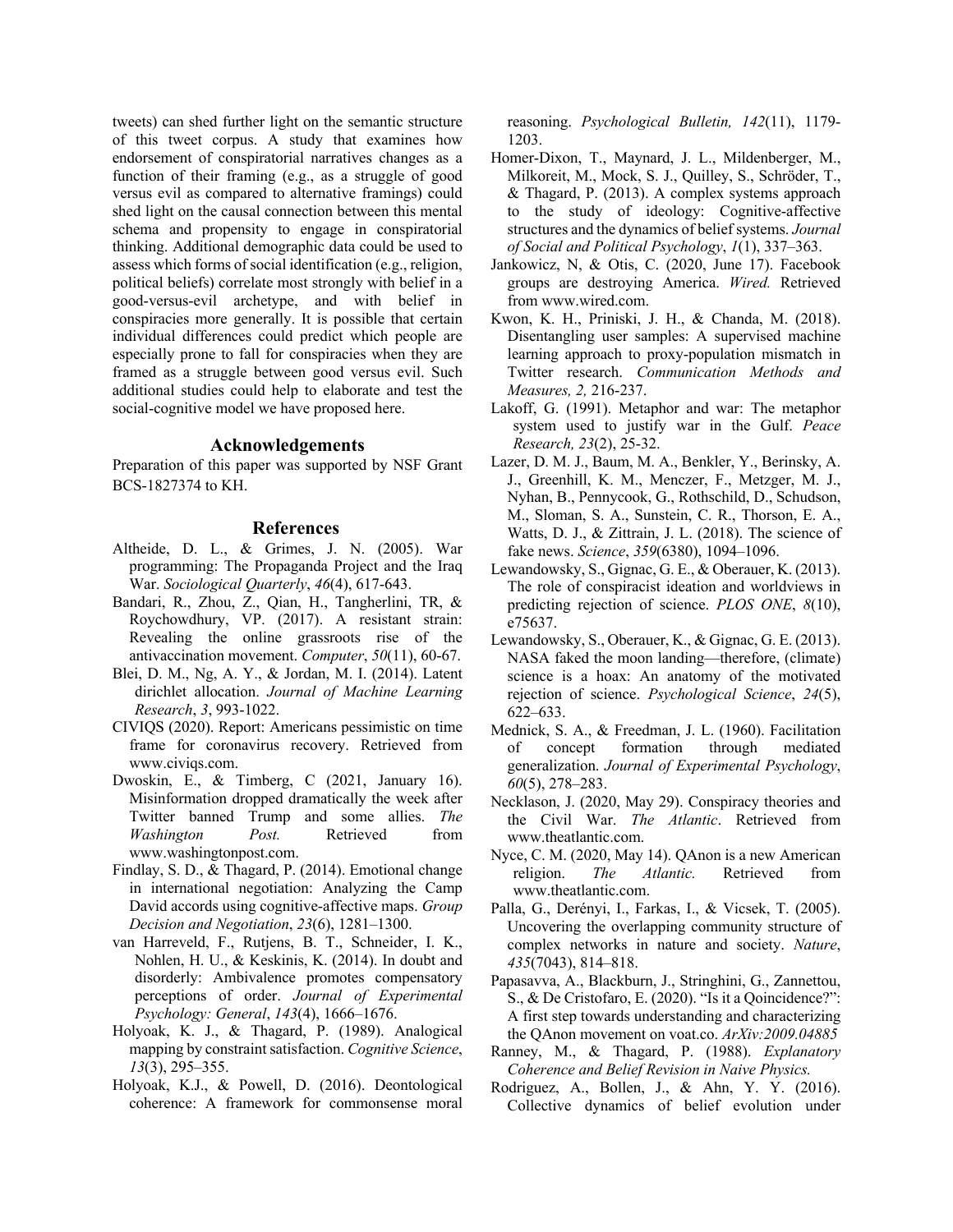tweets) can shed further light on the semantic structure of this tweet corpus. A study that examines how endorsement of conspiratorial narratives changes as a function of their framing (e.g., as a struggle of good versus evil as compared to alternative framings) could shed light on the causal connection between this mental schema and propensity to engage in conspiratorial thinking. Additional demographic data could be used to assess which forms of social identification (e.g., religion, political beliefs) correlate most strongly with belief in a good-versus-evil archetype, and with belief in conspiracies more generally. It is possible that certain individual differences could predict which people are especially prone to fall for conspiracies when they are framed as a struggle between good versus evil. Such additional studies could help to elaborate and test the social-cognitive model we have proposed here.

## Acknowledgements

Preparation of this paper was supported by NSF Grant BCS-1827374 to KH.

## References

Altheide, D. L., & Grimes, J. N. (2005). War programming: The Propaganda Project and the Iraq War. *Sociological Quarterly*, *46*(4), 617-643.

Bandari, R., Zhou, Z., Qian, H., Tangherlini, TR, & Roychowdhury, VP. (2017). A resistant strain: Revealing the online grassroots rise of the antivaccination movement. *Computer*, *50*(11), 60-67.

Blei, D. M., Ng, A. Y., & Jordan, M. I. (2014). Latent dirichlet allocation. *Journal of Machine Learning Research*, *3*, 993-1022.

CIVIQS (2020). Report: Americans pessimistic on time frame for coronavirus recovery. Retrieved from www.civiqs.com.

Dwoskin, E., & Timberg, C (2021, January 16). Misinformation dropped dramatically the week after Twitter banned Trump and some allies. *The Washington Post.* Retrieved from www.washingtonpost.com.

Findlay, S. D., & Thagard, P. (2014). Emotional change in international negotiation: Analyzing the Camp David accords using cognitive-affective maps. *Group Decision and Negotiation*, *23*(6), 1281–1300.

van Harreveld, F., Rutjens, B. T., Schneider, I. K., Nohlen, H. U., & Keskinis, K. (2014). In doubt and disorderly: Ambivalence promotes compensatory perceptions of order. *Journal of Experimental Psychology: General*, *143*(4), 1666–1676.

Holyoak, K. J., & Thagard, P. (1989). Analogical mapping by constraint satisfaction. *Cognitive Science*, *13*(3), 295–355.

Holyoak, K.J., & Powell, D. (2016). Deontological coherence: A framework for commonsense moral reasoning. *Psychological Bulletin, 142*(11), 1179-1203.

Homer-Dixon, T., Maynard, J. L., Mildenberger, M., Milkoreit, M., Mock, S. J., Quilley, S., Schröder, T., & Thagard, P. (2013). A complex systems approach to the study of ideology: Cognitive-affective structures and the dynamics of belief systems. *Journal of Social and Political Psychology*, *1*(1), 337–363.

Jankowicz, N, & Otis, C. (2020, June 17). Facebook groups are destroying America. *Wired.* Retrieved from www.wired.com.

Kwon, K. H., Priniski, J. H., & Chanda, M. (2018). Disentangling user samples: A supervised machine learning approach to proxy-population mismatch in Twitter research. *Communication Methods and Measures, 2,* 216-237.

Lakoff, G. (1991). Metaphor and war: The metaphor system used to justify war in the Gulf. *Peace Research, 23*(2), 25-32.

Lazer, D. M. J., Baum, M. A., Benkler, Y., Berinsky, A. J., Greenhill, K. M., Menczer, F., Metzger, M. J., Nyhan, B., Pennycook, G., Rothschild, D., Schudson, M., Sloman, S. A., Sunstein, C. R., Thorson, E. A., Watts, D. J., & Zittrain, J. L. (2018). The science of fake news. *Science*, *359*(6380), 1094–1096.

Lewandowsky, S., Gignac, G. E., & Oberauer, K. (2013). The role of conspiracist ideation and worldviews in predicting rejection of science. *PLOS ONE*, *8*(10), e75637.

Lewandowsky, S., Oberauer, K., & Gignac, G. E. (2013). NASA faked the moon landing—therefore, (climate) science is a hoax: An anatomy of the motivated rejection of science. *Psychological Science*, *24*(5), 622–633.

Mednick, S. A., & Freedman, J. L. (1960). Facilitation of concept formation through mediated generalization. *Journal of Experimental Psychology*, *60*(5), 278–283.

Necklason, J. (2020, May 29). Conspiracy theories and the Civil War. *The Atlantic*. Retrieved from www.theatlantic.com.

Nyce, C. M. (2020, May 14). QAnon is a new American religion. *The Atlantic.* Retrieved from www.theatlantic.com.

Palla, G., Derényi, I., Farkas, I., & Vicsek, T. (2005). Uncovering the overlapping community structure of complex networks in nature and society. *Nature*, *435*(7043), 814–818.

Papasavva, A., Blackburn, J., Stringhini, G., Zannettou, S., & De Cristofaro, E. (2020). "Is it a Qoincidence?": A first step towards understanding and characterizing the QAnon movement on voat.co. *ArXiv:2009.04885*

Ranney, M., & Thagard, P. (1988). *Explanatory Coherence and Belief Revision in Naive Physics.*

Rodriguez, A., Bollen, J., & Ahn, Y. Y. (2016). Collective dynamics of belief evolution under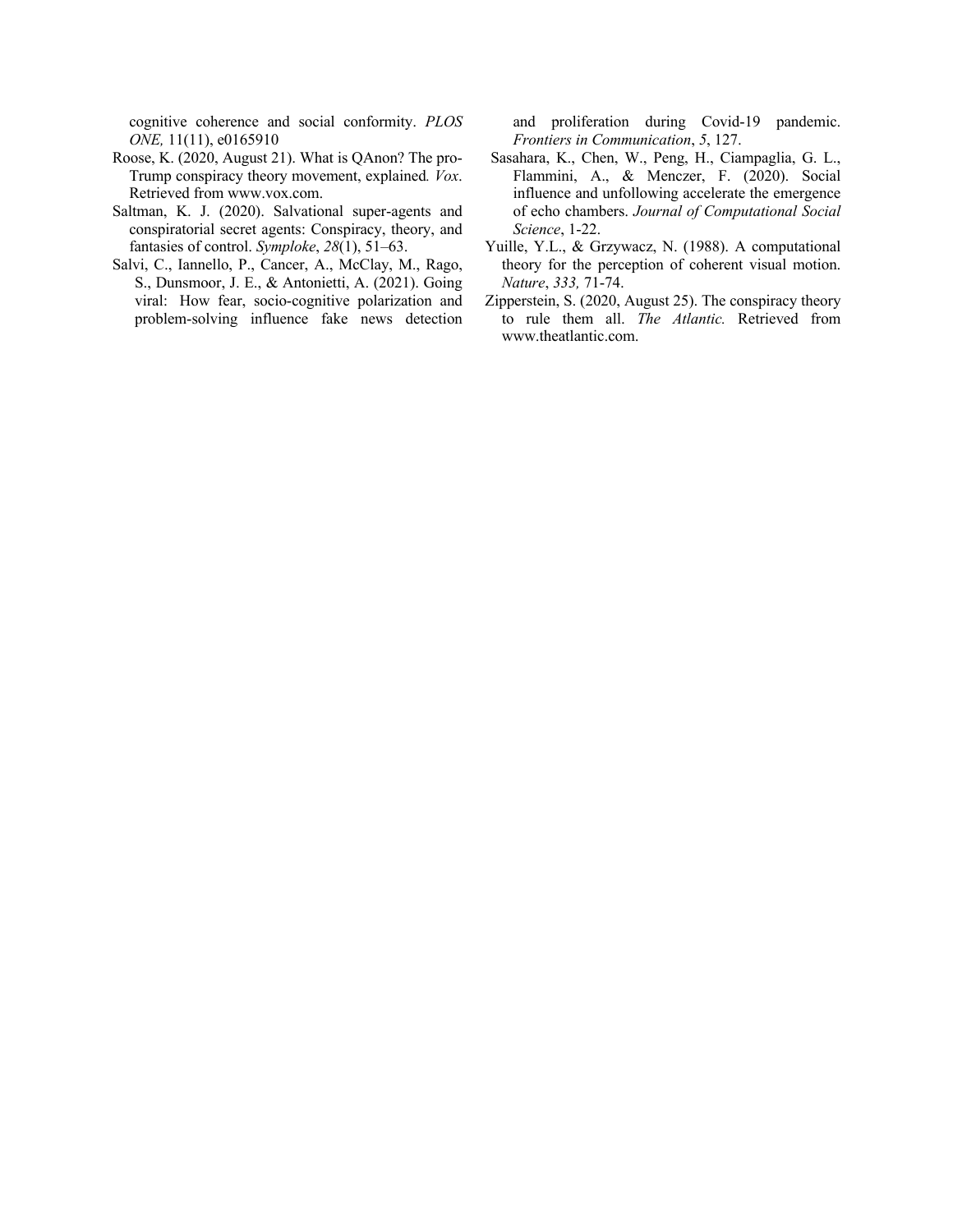cognitive coherence and social conformity. *PLOS ONE,* 11(11), e0165910

Roose, K. (2020, August 21). What is QAnon? The pro-Trump conspiracy theory movement, explained*. Vox*. Retrieved from www.vox.com.

Saltman, K. J. (2020). Salvational super-agents and conspiratorial secret agents: Conspiracy, theory, and fantasies of control. *Symploke*, *28*(1), 51–63.

Salvi, C., Iannello, P., Cancer, A., McClay, M., Rago, S., Dunsmoor, J. E., & Antonietti, A. (2021). Going viral: How fear, socio-cognitive polarization and problem-solving influence fake news detection and proliferation during Covid-19 pandemic. *Frontiers in Communication*, *5*, 127.

Sasahara, K., Chen, W., Peng, H., Ciampaglia, G. L., Flammini, A., & Menczer, F. (2020). Social influence and unfollowing accelerate the emergence of echo chambers. *Journal of Computational Social Science*, 1-22.

Yuille, Y.L., & Grzywacz, N. (1988). A computational theory for the perception of coherent visual motion. *Nature*, *333,* 71-74.

Zipperstein, S. (2020, August 25). The conspiracy theory to rule them all. *The Atlantic.* Retrieved from www.theatlantic.com.